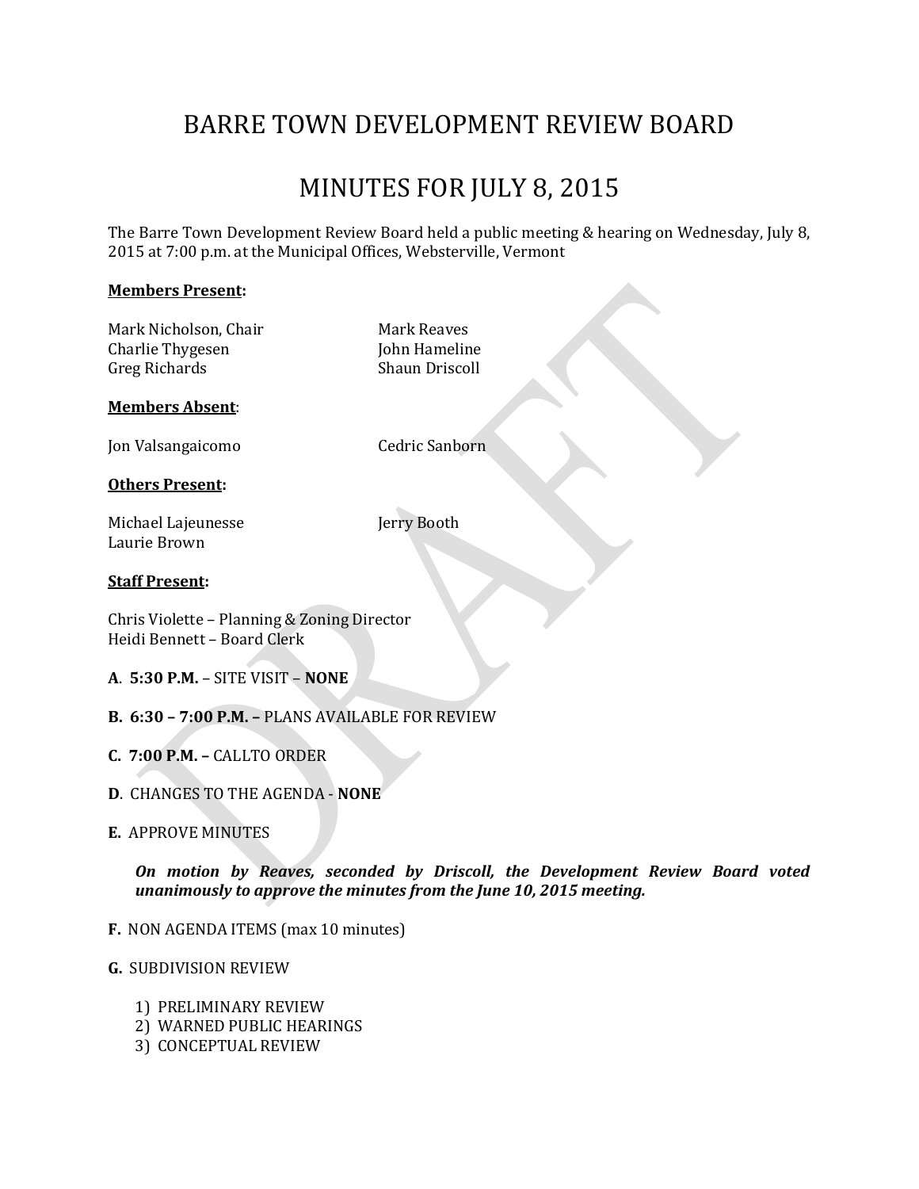# BARRE TOWN DEVELOPMENT REVIEW BOARD

# MINUTES FOR JULY 8, 2015

The Barre Town Development Review Board held a public meeting & hearing on Wednesday, July 8, 2015 at 7:00 p.m. at the Municipal Offices, Websterville, Vermont

**Members Present:**

| | |
|---|---|
| Mark Nicholson, Chair | Mark Reaves |
| Charlie Thygesen | John Hameline |
| Greg Richards | Shaun Driscoll |

**Members Absent**:

| | |
|---|---|
| Jon Valsangaicomo | Cedric Sanborn |

**Others Present:**

| | |
|---|---|
| Michael Lajeunesse | Jerry Booth |
| Laurie Brown | |

**Staff Present:**

Chris Violette – Planning & Zoning Director
Heidi Bennett – Board Clerk

**A**. **5:30 P.M.** – SITE VISIT – **NONE**

**B. 6:30 – 7:00 P.M. –** PLANS AVAILABLE FOR REVIEW

**C. 7:00 P.M. –** CALLTO ORDER

**D**. CHANGES TO THE AGENDA - **NONE**

**E.** APPROVE MINUTES

> ***On motion by Reaves, seconded by Driscoll, the Development Review Board voted unanimously to approve the minutes from the June 10, 2015 meeting.***

**F.** NON AGENDA ITEMS (max 10 minutes)

**G.** SUBDIVISION REVIEW

1) PRELIMINARY REVIEW
2) WARNED PUBLIC HEARINGS
3) CONCEPTUAL REVIEW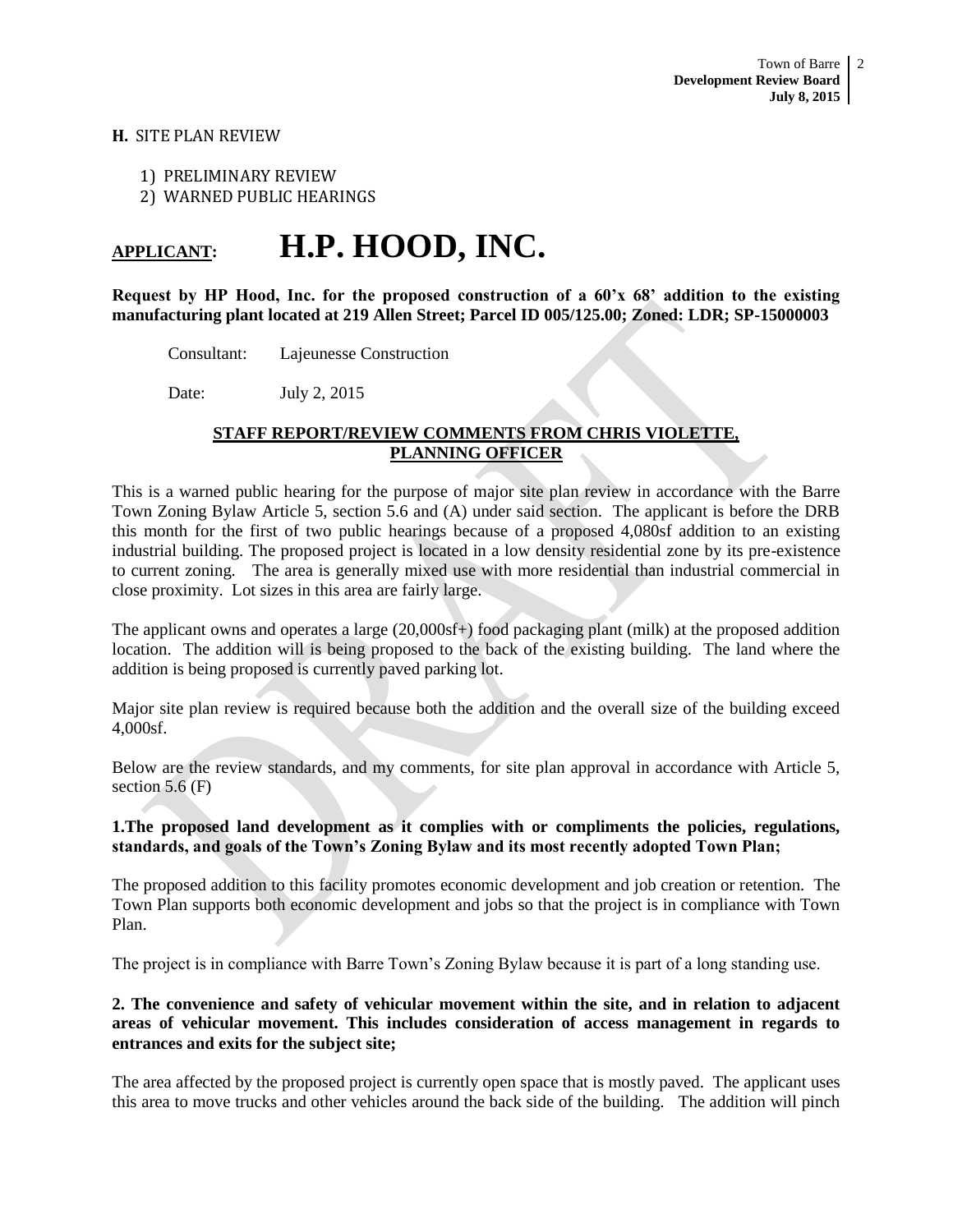**H.** SITE PLAN REVIEW

1) PRELIMINARY REVIEW
2) WARNED PUBLIC HEARINGS

# APPLICANT: H.P. HOOD, INC.

**Request by HP Hood, Inc. for the proposed construction of a 60'x 68' addition to the existing manufacturing plant located at 219 Allen Street; Parcel ID 005/125.00; Zoned: LDR; SP-15000003**

Consultant: Lajeunesse Construction

Date: July 2, 2015

**STAFF REPORT/REVIEW COMMENTS FROM CHRIS VIOLETTE, PLANNING OFFICER**

This is a warned public hearing for the purpose of major site plan review in accordance with the Barre Town Zoning Bylaw Article 5, section 5.6 and (A) under said section. The applicant is before the DRB this month for the first of two public hearings because of a proposed 4,080sf addition to an existing industrial building. The proposed project is located in a low density residential zone by its pre-existence to current zoning. The area is generally mixed use with more residential than industrial commercial in close proximity. Lot sizes in this area are fairly large.

The applicant owns and operates a large (20,000sf+) food packaging plant (milk) at the proposed addition location. The addition will is being proposed to the back of the existing building. The land where the addition is being proposed is currently paved parking lot.

Major site plan review is required because both the addition and the overall size of the building exceed 4,000sf.

Below are the review standards, and my comments, for site plan approval in accordance with Article 5, section 5.6 (F)

**1.The proposed land development as it complies with or compliments the policies, regulations, standards, and goals of the Town's Zoning Bylaw and its most recently adopted Town Plan;**

The proposed addition to this facility promotes economic development and job creation or retention. The Town Plan supports both economic development and jobs so that the project is in compliance with Town Plan.

The project is in compliance with Barre Town's Zoning Bylaw because it is part of a long standing use.

**2. The convenience and safety of vehicular movement within the site, and in relation to adjacent areas of vehicular movement. This includes consideration of access management in regards to entrances and exits for the subject site;**

The area affected by the proposed project is currently open space that is mostly paved. The applicant uses this area to move trucks and other vehicles around the back side of the building. The addition will pinch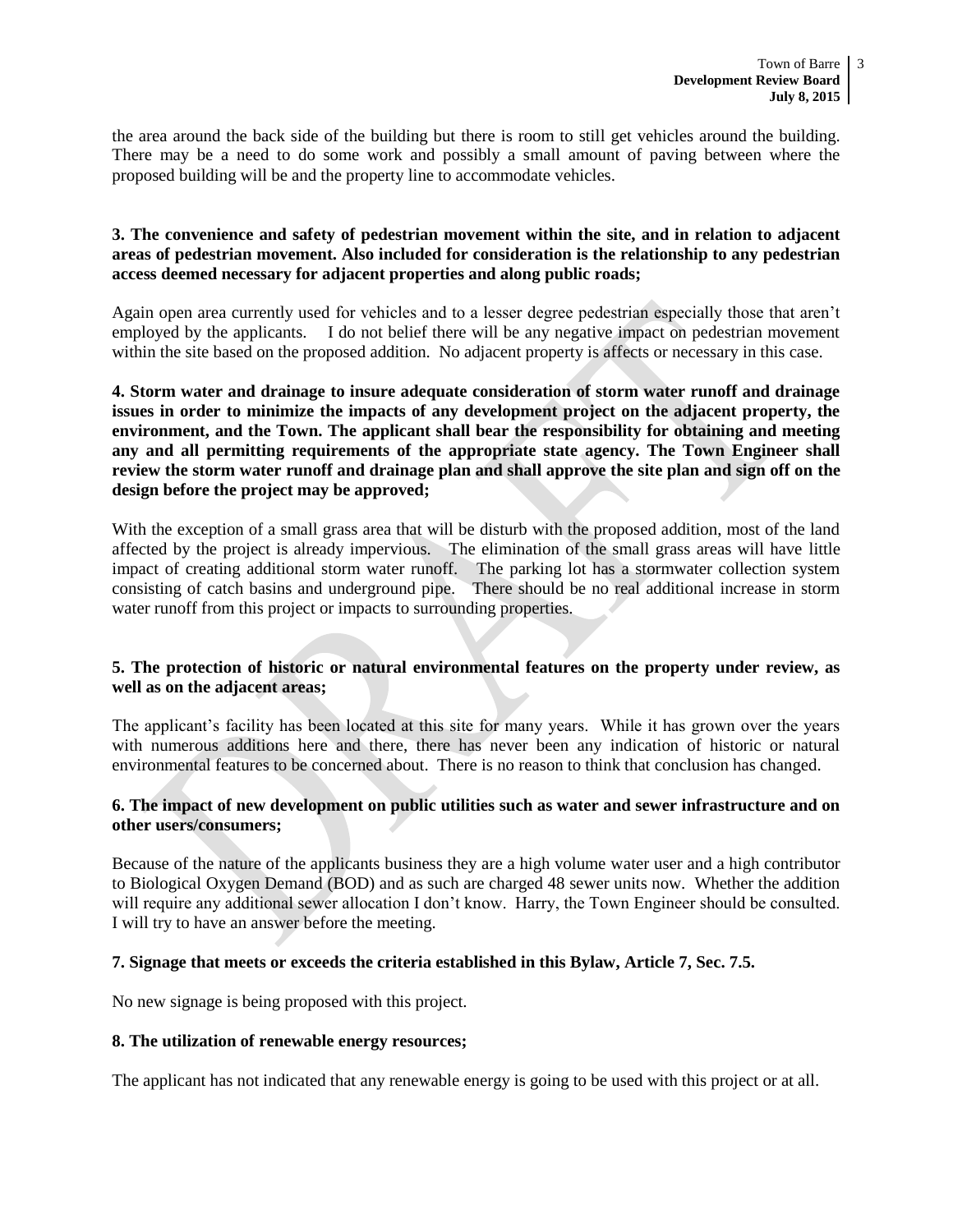the area around the back side of the building but there is room to still get vehicles around the building. There may be a need to do some work and possibly a small amount of paving between where the proposed building will be and the property line to accommodate vehicles.

**3. The convenience and safety of pedestrian movement within the site, and in relation to adjacent areas of pedestrian movement. Also included for consideration is the relationship to any pedestrian access deemed necessary for adjacent properties and along public roads;**

Again open area currently used for vehicles and to a lesser degree pedestrian especially those that aren't employed by the applicants. I do not belief there will be any negative impact on pedestrian movement within the site based on the proposed addition. No adjacent property is affects or necessary in this case.

**4. Storm water and drainage to insure adequate consideration of storm water runoff and drainage issues in order to minimize the impacts of any development project on the adjacent property, the environment, and the Town. The applicant shall bear the responsibility for obtaining and meeting any and all permitting requirements of the appropriate state agency. The Town Engineer shall review the storm water runoff and drainage plan and shall approve the site plan and sign off on the design before the project may be approved;**

With the exception of a small grass area that will be disturb with the proposed addition, most of the land affected by the project is already impervious. The elimination of the small grass areas will have little impact of creating additional storm water runoff. The parking lot has a stormwater collection system consisting of catch basins and underground pipe. There should be no real additional increase in storm water runoff from this project or impacts to surrounding properties.

**5. The protection of historic or natural environmental features on the property under review, as well as on the adjacent areas;**

The applicant's facility has been located at this site for many years. While it has grown over the years with numerous additions here and there, there has never been any indication of historic or natural environmental features to be concerned about. There is no reason to think that conclusion has changed.

**6. The impact of new development on public utilities such as water and sewer infrastructure and on other users/consumers;**

Because of the nature of the applicants business they are a high volume water user and a high contributor to Biological Oxygen Demand (BOD) and as such are charged 48 sewer units now. Whether the addition will require any additional sewer allocation I don't know. Harry, the Town Engineer should be consulted. I will try to have an answer before the meeting.

**7. Signage that meets or exceeds the criteria established in this Bylaw, Article 7, Sec. 7.5.**

No new signage is being proposed with this project.

**8. The utilization of renewable energy resources;**

The applicant has not indicated that any renewable energy is going to be used with this project or at all.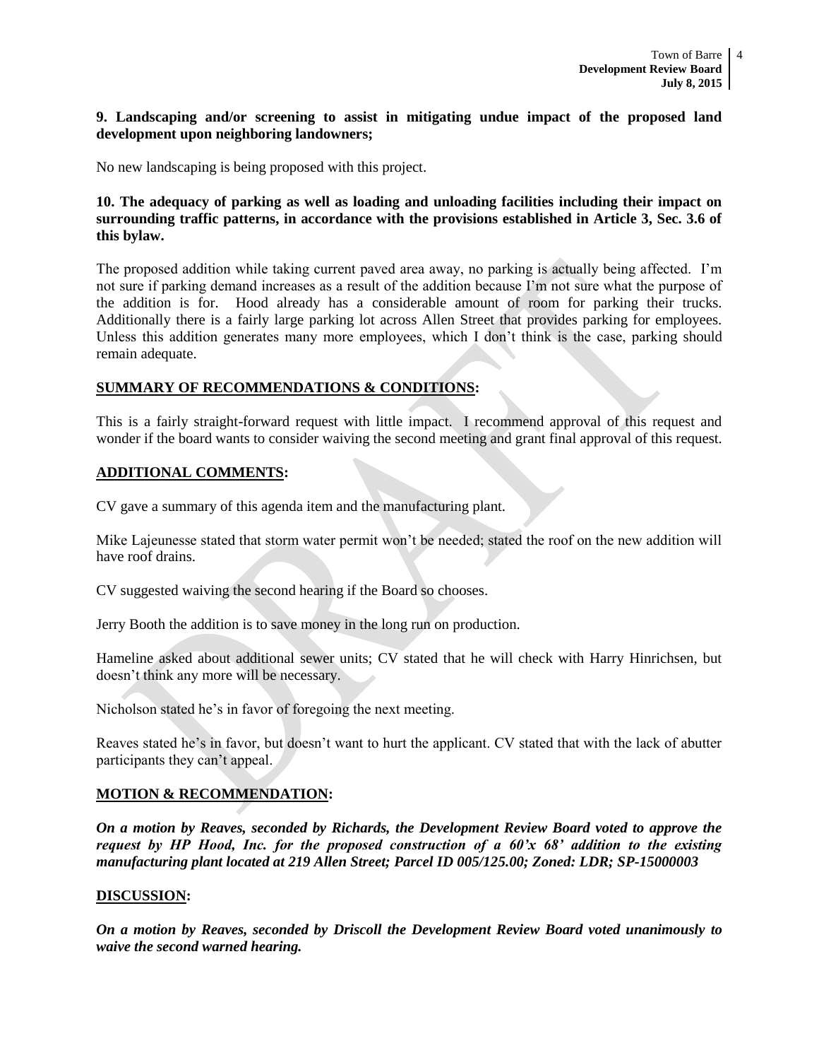**9. Landscaping and/or screening to assist in mitigating undue impact of the proposed land development upon neighboring landowners;**

No new landscaping is being proposed with this project.

**10. The adequacy of parking as well as loading and unloading facilities including their impact on surrounding traffic patterns, in accordance with the provisions established in Article 3, Sec. 3.6 of this bylaw.**

The proposed addition while taking current paved area away, no parking is actually being affected. I'm not sure if parking demand increases as a result of the addition because I'm not sure what the purpose of the addition is for. Hood already has a considerable amount of room for parking their trucks. Additionally there is a fairly large parking lot across Allen Street that provides parking for employees. Unless this addition generates many more employees, which I don't think is the case, parking should remain adequate.

**SUMMARY OF RECOMMENDATIONS & CONDITIONS:**

This is a fairly straight-forward request with little impact. I recommend approval of this request and wonder if the board wants to consider waiving the second meeting and grant final approval of this request.

**ADDITIONAL COMMENTS:**

CV gave a summary of this agenda item and the manufacturing plant.

Mike Lajeunesse stated that storm water permit won't be needed; stated the roof on the new addition will have roof drains.

CV suggested waiving the second hearing if the Board so chooses.

Jerry Booth the addition is to save money in the long run on production.

Hameline asked about additional sewer units; CV stated that he will check with Harry Hinrichsen, but doesn't think any more will be necessary.

Nicholson stated he's in favor of foregoing the next meeting.

Reaves stated he's in favor, but doesn't want to hurt the applicant. CV stated that with the lack of abutter participants they can't appeal.

**MOTION & RECOMMENDATION:**

***On a motion by Reaves, seconded by Richards, the Development Review Board voted to approve the request by HP Hood, Inc. for the proposed construction of a 60'x 68' addition to the existing manufacturing plant located at 219 Allen Street; Parcel ID 005/125.00; Zoned: LDR; SP-15000003***

**DISCUSSION:**

***On a motion by Reaves, seconded by Driscoll the Development Review Board voted unanimously to waive the second warned hearing.***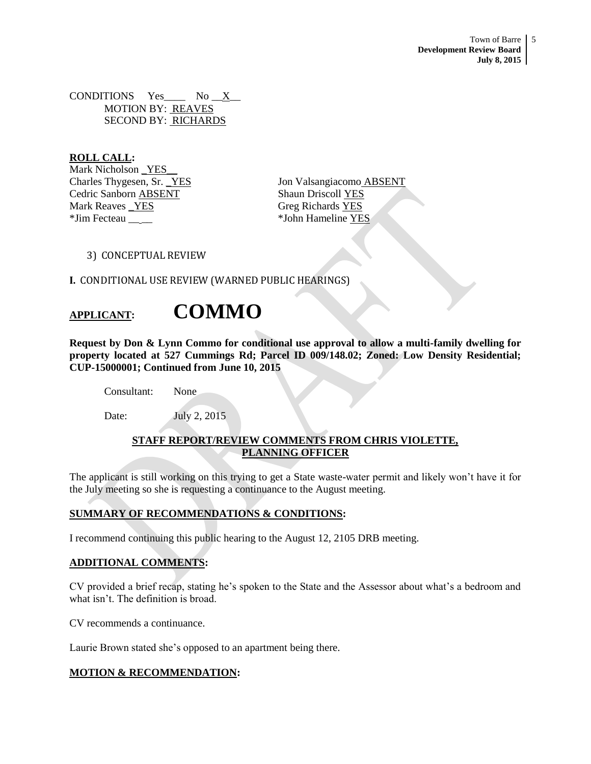CONDITIONS Yes____ No __X__

MOTION BY: REAVES

SECOND BY: RICHARDS

**ROLL CALL:**

Mark Nicholson _YES__

Charles Thygesen, Sr. _YES

Cedric Sanborn ABSENT

Mark Reaves _YES

*Jim Fecteau __ __

Jon Valsangiacomo ABSENT

Shaun Driscoll YES

Greg Richards YES

*John Hameline YES

3) CONCEPTUAL REVIEW

**I.** CONDITIONAL USE REVIEW (WARNED PUBLIC HEARINGS)

# APPLICANT: COMMO

**Request by Don & Lynn Commo for conditional use approval to allow a multi-family dwelling for property located at 527 Cummings Rd; Parcel ID 009/148.02; Zoned: Low Density Residential; CUP-15000001; Continued from June 10, 2015**

Consultant: None

Date: July 2, 2015

**STAFF REPORT/REVIEW COMMENTS FROM CHRIS VIOLETTE, PLANNING OFFICER**

The applicant is still working on this trying to get a State waste-water permit and likely won't have it for the July meeting so she is requesting a continuance to the August meeting.

**SUMMARY OF RECOMMENDATIONS & CONDITIONS:**

I recommend continuing this public hearing to the August 12, 2105 DRB meeting.

**ADDITIONAL COMMENTS:**

CV provided a brief recap, stating he's spoken to the State and the Assessor about what's a bedroom and what isn't. The definition is broad.

CV recommends a continuance.

Laurie Brown stated she's opposed to an apartment being there.

**MOTION & RECOMMENDATION:**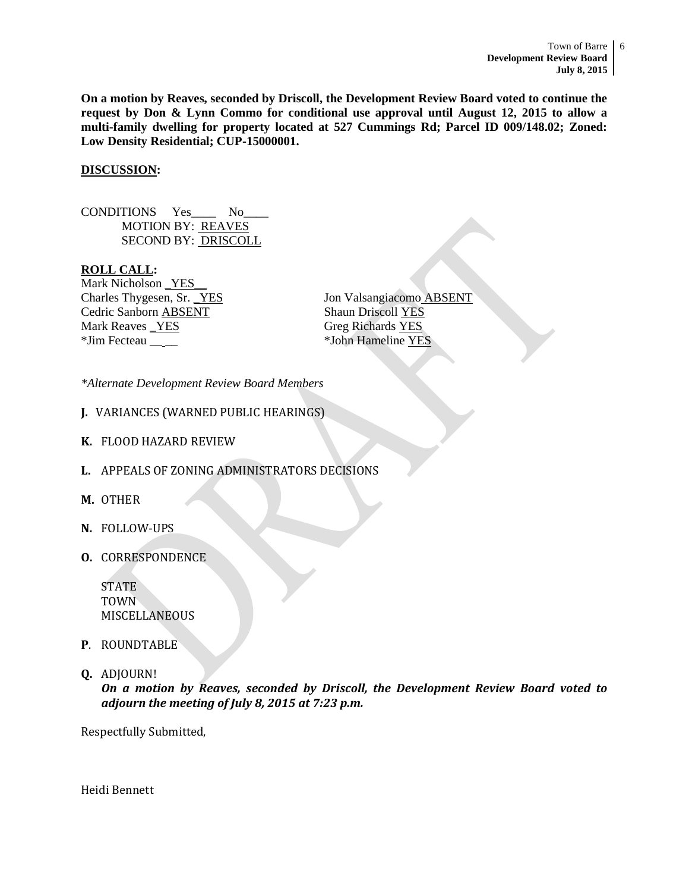**On a motion by Reaves, seconded by Driscoll, the Development Review Board voted to continue the request by Don & Lynn Commo for conditional use approval until August 12, 2015 to allow a multi-family dwelling for property located at 527 Cummings Rd; Parcel ID 009/148.02; Zoned: Low Density Residential; CUP-15000001.**

**DISCUSSION:**

CONDITIONS Yes____ No____
MOTION BY: REAVES
SECOND BY: DRISCOLL

**ROLL CALL:**

Mark Nicholson _YES__
Charles Thygesen, Sr. _YES
Cedric Sanborn ABSENT
Mark Reaves _YES
*Jim Fecteau __ __
Jon Valsangiacomo ABSENT
Shaun Driscoll YES
Greg Richards YES
*John Hameline YES

*\*Alternate Development Review Board Members*

**J.** VARIANCES (WARNED PUBLIC HEARINGS)

**K.** FLOOD HAZARD REVIEW

**L.** APPEALS OF ZONING ADMINISTRATORS DECISIONS

**M.** OTHER

**N.** FOLLOW-UPS

**O.** CORRESPONDENCE

STATE
TOWN
MISCELLANEOUS

**P**. ROUNDTABLE

**Q.** ADJOURN!
***On a motion by Reaves, seconded by Driscoll, the Development Review Board voted to adjourn the meeting of July 8, 2015 at 7:23 p.m.***

Respectfully Submitted,

Heidi Bennett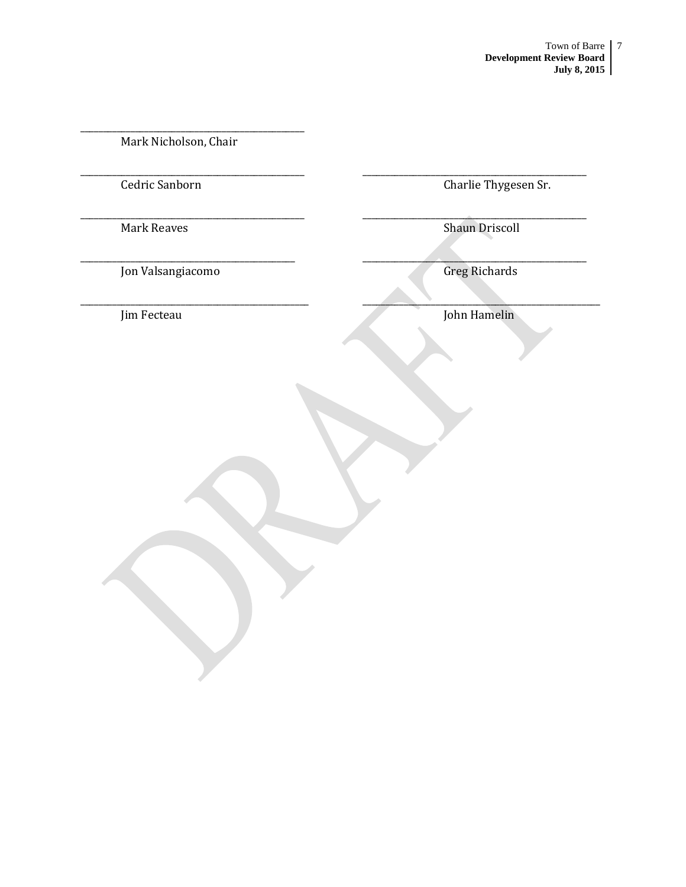\_\_\_\_\_\_\_\_\_\_\_\_\_\_\_\_\_\_\_\_\_\_\_\_\_\_\_\_\_\_\_\_\_\_\_\_\_\_\_\_\_\_\_
Mark Nicholson, Chair

| | |
|---|---|
| \_\_\_\_\_\_\_\_\_\_\_\_\_\_\_\_\_\_\_\_\_\_\_\_\_\_\_\_\_\_\_\_\_\_\_\_\_\_\_\_\_\_\_ Cedric Sanborn | \_\_\_\_\_\_\_\_\_\_\_\_\_\_\_\_\_\_\_\_\_\_\_\_\_\_\_\_\_\_\_\_\_\_\_\_\_\_\_\_\_\_\_ Charlie Thygesen Sr. |
| \_\_\_\_\_\_\_\_\_\_\_\_\_\_\_\_\_\_\_\_\_\_\_\_\_\_\_\_\_\_\_\_\_\_\_\_\_\_\_\_\_\_\_ Mark Reaves | \_\_\_\_\_\_\_\_\_\_\_\_\_\_\_\_\_\_\_\_\_\_\_\_\_\_\_\_\_\_\_\_\_\_\_\_\_\_\_\_\_\_\_ Shaun Driscoll |
| \_\_\_\_\_\_\_\_\_\_\_\_\_\_\_\_\_\_\_\_\_\_\_\_\_\_\_\_\_\_\_\_\_\_\_\_\_\_\_\_\_\_\_ Jon Valsangiacomo | \_\_\_\_\_\_\_\_\_\_\_\_\_\_\_\_\_\_\_\_\_\_\_\_\_\_\_\_\_\_\_\_\_\_\_\_\_\_\_\_\_\_\_ Greg Richards |
| \_\_\_\_\_\_\_\_\_\_\_\_\_\_\_\_\_\_\_\_\_\_\_\_\_\_\_\_\_\_\_\_\_\_\_\_\_\_\_\_\_\_\_ Jim Fecteau | \_\_\_\_\_\_\_\_\_\_\_\_\_\_\_\_\_\_\_\_\_\_\_\_\_\_\_\_\_\_\_\_\_\_\_\_\_\_\_\_\_\_\_ John Hamelin |

DRAFT